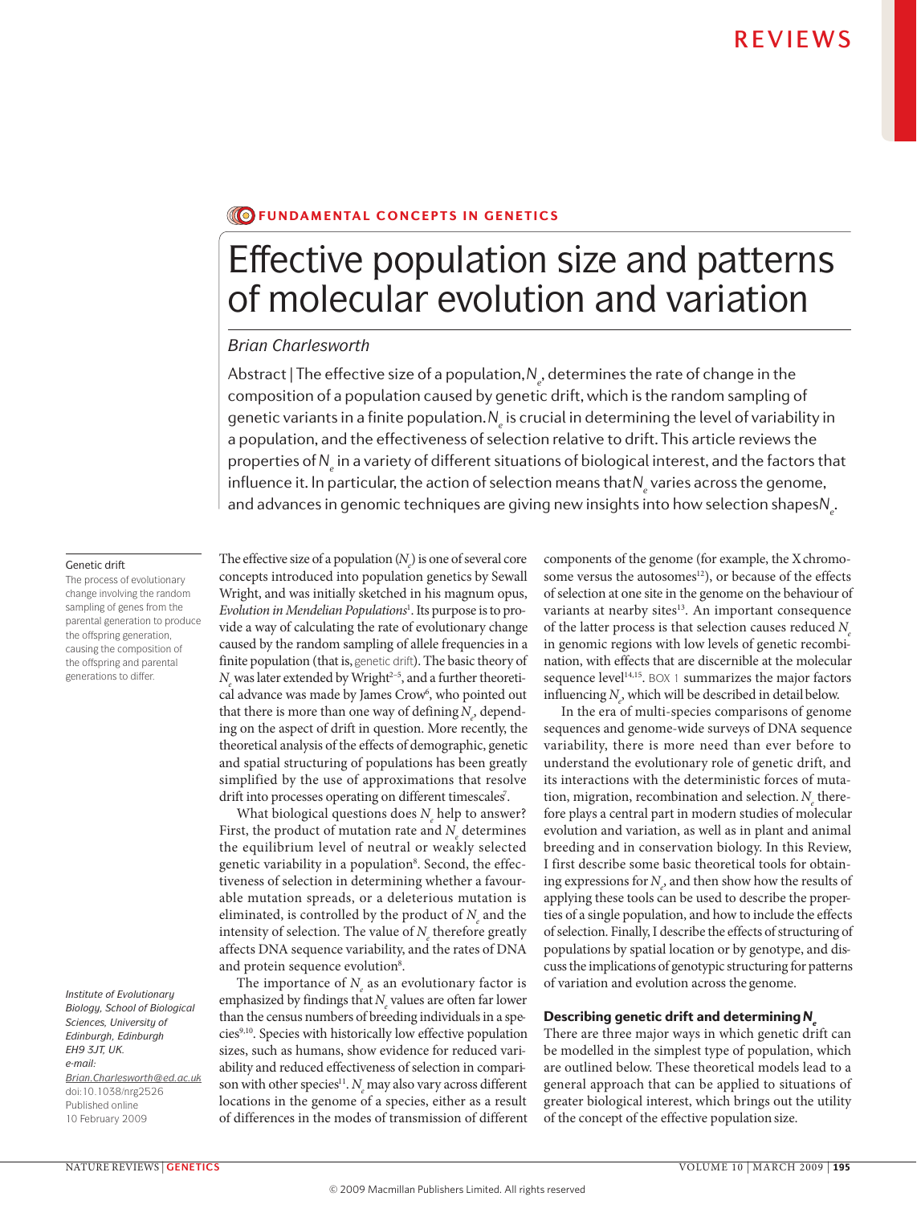REVIEWS

FUNDAMENTAL CONCEPTS IN GENETICS

# Effective population size and patterns of molecular evolution and variation

*Brian Charlesworth*

Abstract | The effective size of a population, $N_e$, determines the rate of change in the composition of a population caused by genetic drift, which is the random sampling of genetic variants in a finite population. $N_e$ is crucial in determining the level of variability in a population, and the effectiveness of selection relative to drift. This article reviews the properties of $N_e$ in a variety of different situations of biological interest, and the factors that influence it. In particular, the action of selection means that $N_e$ varies across the genome, and advances in genomic techniques are giving new insights into how selection shapes $N_e$.

The effective size of a population ($N_e$) is one of several core concepts introduced into population genetics by Sewall Wright, and was initially sketched in his magnum opus, *Evolution in Mendelian Populations*[1]. Its purpose is to provide a way of calculating the rate of evolutionary change caused by the random sampling of allele frequencies in a finite population (that is, genetic drift). The basic theory of $N_e$ was later extended by Wright[2–5], and a further theoretical advance was made by James Crow[6], who pointed out that there is more than one way of defining $N_e$, depending on the aspect of drift in question. More recently, the theoretical analysis of the effects of demographic, genetic and spatial structuring of populations has been greatly simplified by the use of approximations that resolve drift into processes operating on different timescales[7].

**Genetic drift**
The process of evolutionary change involving the random sampling of genes from the parental generation to produce the offspring generation, causing the composition of the offspring and parental generations to differ.

What biological questions does $N_e$ help to answer? First, the product of mutation rate and $N_e$ determines the equilibrium level of neutral or weakly selected genetic variability in a population[8]. Second, the effectiveness of selection in determining whether a favourable mutation spreads, or a deleterious mutation is eliminated, is controlled by the product of $N_e$ and the intensity of selection. The value of $N_e$ therefore greatly affects DNA sequence variability, and the rates of DNA and protein sequence evolution[8].

The importance of $N_e$ as an evolutionary factor is emphasized by findings that $N_e$ values are often far lower than the census numbers of breeding individuals in a species[9,10]. Species with historically low effective population sizes, such as humans, show evidence for reduced variability and reduced effectiveness of selection in comparison with other species[11]. $N_e$ may also vary across different locations in the genome of a species, either as a result of differences in the modes of transmission of different components of the genome (for example, the X chromosome versus the autosomes[12]), or because of the effects of selection at one site in the genome on the behaviour of variants at nearby sites[13]. An important consequence of the latter process is that selection causes reduced $N_e$ in genomic regions with low levels of genetic recombination, with effects that are discernible at the molecular sequence level[14,15]. BOX 1 summarizes the major factors influencing $N_e$, which will be described in detail below.

In the era of multi-species comparisons of genome sequences and genome-wide surveys of DNA sequence variability, there is more need than ever before to understand the evolutionary role of genetic drift, and its interactions with the deterministic forces of mutation, migration, recombination and selection. $N_e$ therefore plays a central part in modern studies of molecular evolution and variation, as well as in plant and animal breeding and in conservation biology. In this Review, I first describe some basic theoretical tools for obtaining expressions for $N_e$, and then show how the results of applying these tools can be used to describe the properties of a single population, and how to include the effects of selection. Finally, I describe the effects of structuring of populations by spatial location or by genotype, and discuss the implications of genotypic structuring for patterns of variation and evolution across the genome.

## Describing genetic drift and determining $N_e$

There are three major ways in which genetic drift can be modelled in the simplest type of population, which are outlined below. These theoretical models lead to a general approach that can be applied to situations of greater biological interest, which brings out the utility of the concept of the effective population size.

Institute of Evolutionary Biology, School of Biological Sciences, University of Edinburgh, Edinburgh EH9 3JT, UK.
e-mail: Brian.Charlesworth@ed.ac.uk
doi:10.1038/nrg2526
Published online 10 February 2009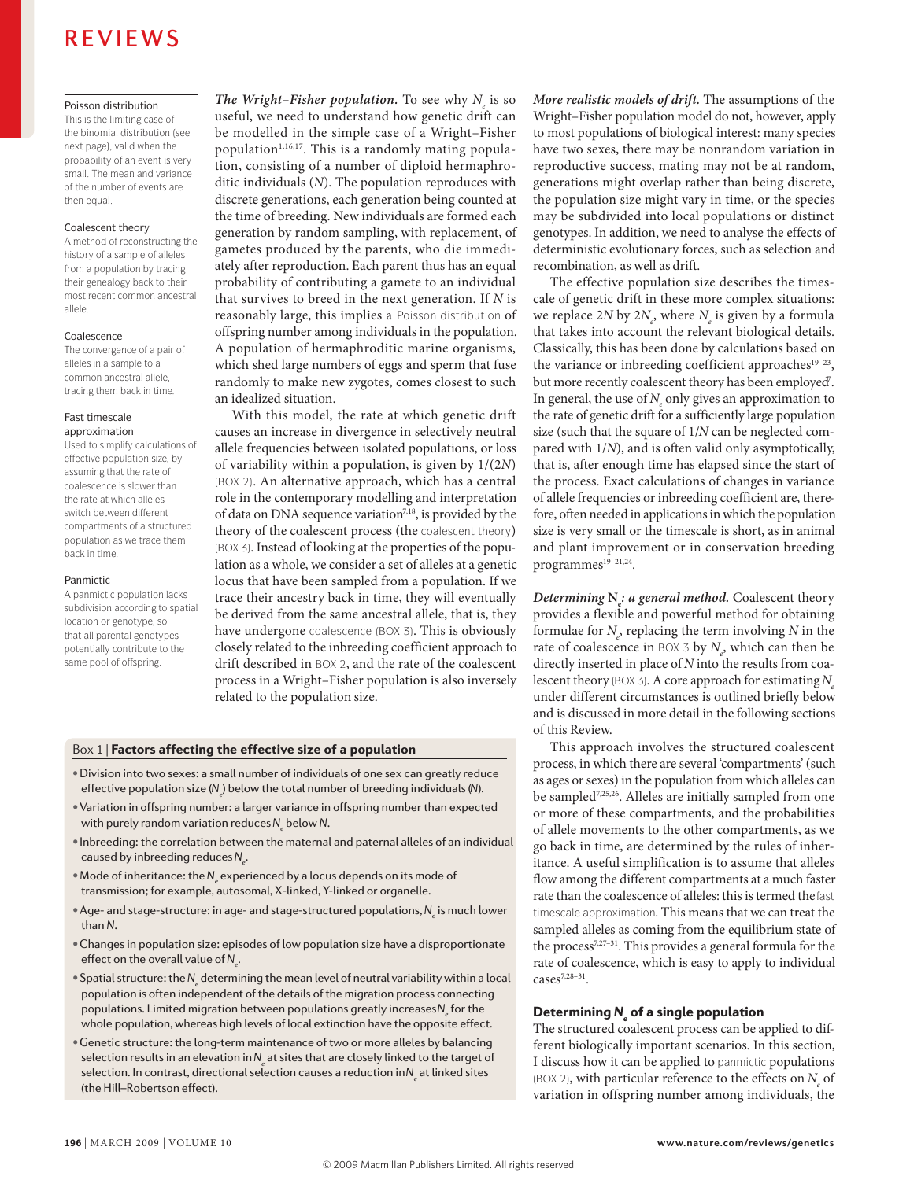**Poisson distribution**
This is the limiting case of the binomial distribution (see next page), valid when the probability of an event is very small. The mean and variance of the number of events are then equal.

**Coalescent theory**
A method of reconstructing the history of a sample of alleles from a population by tracing their genealogy back to their most recent common ancestral allele.

**Coalescence**
The convergence of a pair of alleles in a sample to a common ancestral allele, tracing them back in time.

**Fast timescale approximation**
Used to simplify calculations of effective population size, by assuming that the rate of coalescence is slower than the rate at which alleles switch between different compartments of a structured population as we trace them back in time.

**Panmictic**
A panmictic population lacks subdivision according to spatial location or genotype, so that all parental genotypes potentially contribute to the same pool of offspring.

***The Wright–Fisher population.*** To see why $N_e$ is so useful, we need to understand how genetic drift can be modelled in the simple case of a Wright–Fisher population[1,16,17]. This is a randomly mating population, consisting of a number of diploid hermaphroditic individuals ($N$). The population reproduces with discrete generations, each generation being counted at the time of breeding. New individuals are formed each generation by random sampling, with replacement, of gametes produced by the parents, who die immediately after reproduction. Each parent thus has an equal probability of contributing a gamete to an individual that survives to breed in the next generation. If $N$ is reasonably large, this implies a Poisson distribution of offspring number among individuals in the population. A population of hermaphroditic marine organisms, which shed large numbers of eggs and sperm that fuse randomly to make new zygotes, comes closest to such an idealized situation.

With this model, the rate at which genetic drift causes an increase in divergence in selectively neutral allele frequencies between isolated populations, or loss of variability within a population, is given by $1/(2N)$ (BOX 2). An alternative approach, which has a central role in the contemporary modelling and interpretation of data on DNA sequence variation[7,18], is provided by the theory of the coalescent process (the coalescent theory) (BOX 3). Instead of looking at the properties of the population as a whole, we consider a set of alleles at a genetic locus that have been sampled from a population. If we trace their ancestry back in time, they will eventually be derived from the same ancestral allele, that is, they have undergone coalescence (BOX 3). This is obviously closely related to the inbreeding coefficient approach to drift described in BOX 2, and the rate of the coalescent process in a Wright–Fisher population is also inversely related to the population size.

***More realistic models of drift.*** The assumptions of the Wright–Fisher population model do not, however, apply to most populations of biological interest: many species have two sexes, there may be nonrandom variation in reproductive success, mating may not be at random, generations might overlap rather than being discrete, the population size might vary in time, or the species may be subdivided into local populations or distinct genotypes. In addition, we need to analyse the effects of deterministic evolutionary forces, such as selection and recombination, as well as drift.

The effective population size describes the timescale of genetic drift in these more complex situations: we replace $2N$ by $2N_e$, where $N_e$ is given by a formula that takes into account the relevant biological details. Classically, this has been done by calculations based on the variance or inbreeding coefficient approaches[19–23], but more recently coalescent theory has been employed[7]. In general, the use of $N_e$ only gives an approximation to the rate of genetic drift for a sufficiently large population size (such that the square of $1/N$ can be neglected compared with $1/N$), and is often valid only asymptotically, that is, after enough time has elapsed since the start of the process. Exact calculations of changes in variance of allele frequencies or inbreeding coefficient are, therefore, often needed in applications in which the population size is very small or the timescale is short, as in animal and plant improvement or in conservation breeding programmes[19–21,24].

***Determining $N_e$: a general method.*** Coalescent theory provides a flexible and powerful method for obtaining formulae for $N_e$, replacing the term involving $N$ in the rate of coalescence in BOX 3 by $N_e$, which can then be directly inserted in place of $N$ into the results from coalescent theory (BOX 3). A core approach for estimating $N_e$ under different circumstances is outlined briefly below and is discussed in more detail in the following sections of this Review.

This approach involves the structured coalescent process, in which there are several 'compartments' (such as ages or sexes) in the population from which alleles can be sampled[7,25,26]. Alleles are initially sampled from one or more of these compartments, and the probabilities of allele movements to the other compartments, as we go back in time, are determined by the rules of inheritance. A useful simplification is to assume that alleles flow among the different compartments at a much faster rate than the coalescence of alleles: this is termed the fast timescale approximation. This means that we can treat the sampled alleles as coming from the equilibrium state of the process[7,27–31]. This provides a general formula for the rate of coalescence, which is easy to apply to individual cases[7,28–31].

## Determining $N_e$ of a single population

The structured coalescent process can be applied to different biologically important scenarios. In this section, I discuss how it can be applied to panmictic populations (BOX 2), with particular reference to the effects on $N_e$ of variation in offspring number among individuals, the

---

**Box 1 | Factors affecting the effective size of a population**

- Division into two sexes: a small number of individuals of one sex can greatly reduce effective population size ($N_e$) below the total number of breeding individuals ($N$).
- Variation in offspring number: a larger variance in offspring number than expected with purely random variation reduces $N_e$ below $N$.
- Inbreeding: the correlation between the maternal and paternal alleles of an individual caused by inbreeding reduces $N_e$.
- Mode of inheritance: the $N_e$ experienced by a locus depends on its mode of transmission; for example, autosomal, X-linked, Y-linked or organelle.
- Age- and stage-structure: in age- and stage-structured populations, $N_e$ is much lower than $N$.
- Changes in population size: episodes of low population size have a disproportionate effect on the overall value of $N_e$.
- Spatial structure: the $N_e$ determining the mean level of neutral variability within a local population is often independent of the details of the migration process connecting populations. Limited migration between populations greatly increases $N_e$ for the whole population, whereas high levels of local extinction have the opposite effect.
- Genetic structure: the long-term maintenance of two or more alleles by balancing selection results in an elevation in $N_e$ at sites that are closely linked to the target of selection. In contrast, directional selection causes a reduction in $N_e$ at linked sites (the Hill–Robertson effect).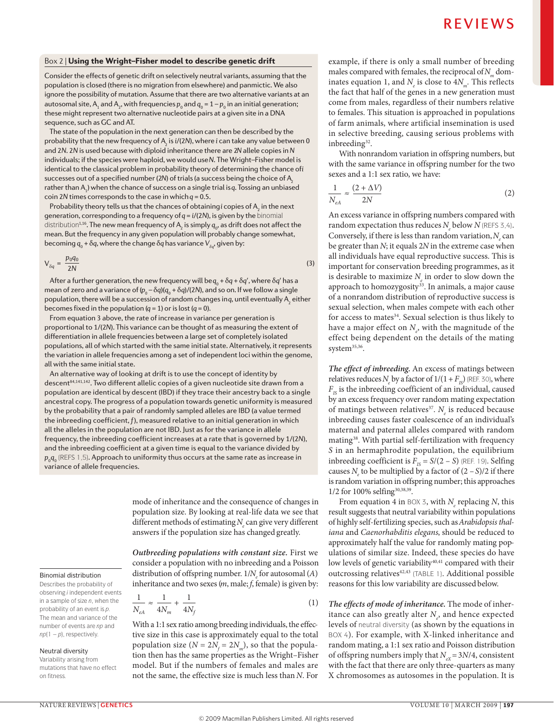## Box 2 | Using the Wright–Fisher model to describe genetic drift

Consider the effects of genetic drift on selectively neutral variants, assuming that the population is closed (there is no migration from elsewhere) and panmictic. We also ignore the possibility of mutation. Assume that there are two alternative variants at an autosomal site, $A_1$ and $A_2$, with frequencies $p_0$ and $q_0 = 1 - p_0$ in an initial generation; these might represent two alternative nucleotide pairs at a given site in a DNA sequence, such as GC and AT.

The state of the population in the next generation can then be described by the probability that the new frequency of $A_2$ is $i/(2N)$, where $i$ can take any value between 0 and $2N$. $2N$ is used because with diploid inheritance there are $2N$ allele copies in $N$ individuals; if the species were haploid, we would use $N$. The Wright–Fisher model is identical to the classical problem in probability theory of determining the chance of $i$ successes out of a specified number ($2N$) of trials (a success being the choice of $A_2$ rather than $A_1$) when the chance of success on a single trial is $q$. Tossing an unbiased coin $2N$ times corresponds to the case in which $q = 0.5$.

Probability theory tells us that the chances of obtaining $i$ copies of $A_2$ in the next generation, corresponding to a frequency of $q = i/(2N)$, is given by the binomial distribution[1,16]. The new mean frequency of $A_2$ is simply $q_0$, as drift does not affect the mean. But the frequency in any given population will probably change somewhat, becoming $q_0 + \delta q$, where the change $\delta q$ has variance $V_{\delta q}$, given by:

$$V_{\delta q} = \frac{p_0 q_0}{2N} \tag{3}$$

After a further generation, the new frequency will be $q_0 + \delta q + \delta q'$, where $\delta q'$ has a mean of zero and a variance of $(p_0 - \delta q)(q_0 + \delta q)/(2N)$, and so on. If we follow a single population, there will be a succession of random changes in $q$, until eventually $A_2$ either becomes fixed in the population ($q = 1$) or is lost ($q = 0$).

From equation 3 above, the rate of increase in variance per generation is proportional to $1/(2N)$. This variance can be thought of as measuring the extent of differentiation in allele frequencies between a large set of completely isolated populations, all of which started with the same initial state. Alternatively, it represents the variation in allele frequencies among a set of independent loci within the genome, all with the same initial state.

An alternative way of looking at drift is to use the concept of identity by descent[84,141,142]. Two different allelic copies of a given nucleotide site drawn from a population are identical by descent (IBD) if they trace their ancestry back to a single ancestral copy. The progress of a population towards genetic uniformity is measured by the probability that a pair of randomly sampled alleles are IBD (a value termed the inbreeding coefficient, $f$), measured relative to an initial generation in which all the alleles in the population are not IBD. Just as for the variance in allele frequency, the inbreeding coefficient increases at a rate that is governed by $1/(2N)$, and the inbreeding coefficient at a given time is equal to the variance divided by $p_0 q_0$ (REFS 1,5). Approach to uniformity thus occurs at the same rate as increase in variance of allele frequencies.

---

mode of inheritance and the consequence of changes in population size. By looking at real-life data we see that different methods of estimating $N_e$ can give very different answers if the population size has changed greatly.

***Outbreeding populations with constant size.*** First we consider a population with no inbreeding and a Poisson distribution of offspring number. $1/N_e$ for autosomal ($A$) inheritance and two sexes ($m$, male; $f$, female) is given by:

$$\frac{1}{N_{eA}} \approx \frac{1}{4N_m} + \frac{1}{4N_f} \tag{1}$$

With a 1:1 sex ratio among breeding individuals, the effective size in this case is approximately equal to the total population size ($N = 2N_f = 2N_m$), so that the population then has the same properties as the Wright–Fisher model. But if the numbers of females and males are not the same, the effective size is much less than $N$. For example, if there is only a small number of breeding males compared with females, the reciprocal of $N_m$ dominates equation 1, and $N_e$ is close to $4N_m$. This reflects the fact that half of the genes in a new generation must come from males, regardless of their numbers relative to females. This situation is approached in populations of farm animals, where artificial insemination is used in selective breeding, causing serious problems with inbreeding[32].

With nonrandom variation in offspring numbers, but with the same variance in offspring number for the two sexes and a 1:1 sex ratio, we have:

$$\frac{1}{N_{eA}} \approx \frac{(2 + \Delta V)}{2N} \tag{2}$$

An excess variance in offspring numbers compared with random expectation thus reduces $N_e$ below $N$ (REFS 3,4). Conversely, if there is less than random variation, $N_e$ can be greater than $N$; it equals $2N$ in the extreme case when all individuals have equal reproductive success. This is important for conservation breeding programmes, as it is desirable to maximize $N_e$ in order to slow down the approach to homozygosity[33]. In animals, a major cause of a nonrandom distribution of reproductive success is sexual selection, when males compete with each other for access to mates[34]. Sexual selection is thus likely to have a major effect on $N_e$, with the magnitude of the effect being dependent on the details of the mating system[35,36].

***The effect of inbreeding.*** An excess of matings between relatives reduces $N_e$ by a factor of $1/(1 + F_{IS})$ (REF. 30), where $F_{IS}$ is the inbreeding coefficient of an individual, caused by an excess frequency over random mating expectation of matings between relatives[37]. $N_e$ is reduced because inbreeding causes faster coalescence of an individual's maternal and paternal alleles compared with random mating[38]. With partial self-fertilization with frequency $S$ in an hermaphrodite population, the equilibrium inbreeding coefficient is $F_{IS} = S/(2 - S)$ (REF. 19). Selfing causes $N_e$ to be multiplied by a factor of $(2 - S)/2$ if there is random variation in offspring number; this approaches 1/2 for 100% selfing[30,38,39].

From equation 4 in BOX 3, with $N_e$ replacing $N$, this result suggests that neutral variability within populations of highly self-fertilizing species, such as *Arabidopsis thaliana* and *Caenorhabditis elegans*, should be reduced to approximately half the value for randomly mating populations of similar size. Indeed, these species do have low levels of genetic variability[40,41] compared with their outcrossing relatives[42,43] (TABLE 1). Additional possible reasons for this low variability are discussed below.

***The effects of mode of inheritance.*** The mode of inheritance can also greatly alter $N_e$, and hence expected levels of neutral diversity (as shown by the equations in BOX 4). For example, with X-linked inheritance and random mating, a 1:1 sex ratio and Poisson distribution of offspring numbers imply that $N_{eX} = 3N/4$, consistent with the fact that there are only three-quarters as many X chromosomes as autosomes in the population. It is

---

**Binomial distribution**
Describes the probability of observing $i$ independent events in a sample of size $n$, when the probability of an event is $p$. The mean and variance of the number of events are $np$ and $np(1 - p)$, respectively.

**Neutral diversity**
Variability arising from mutations that have no effect on fitness.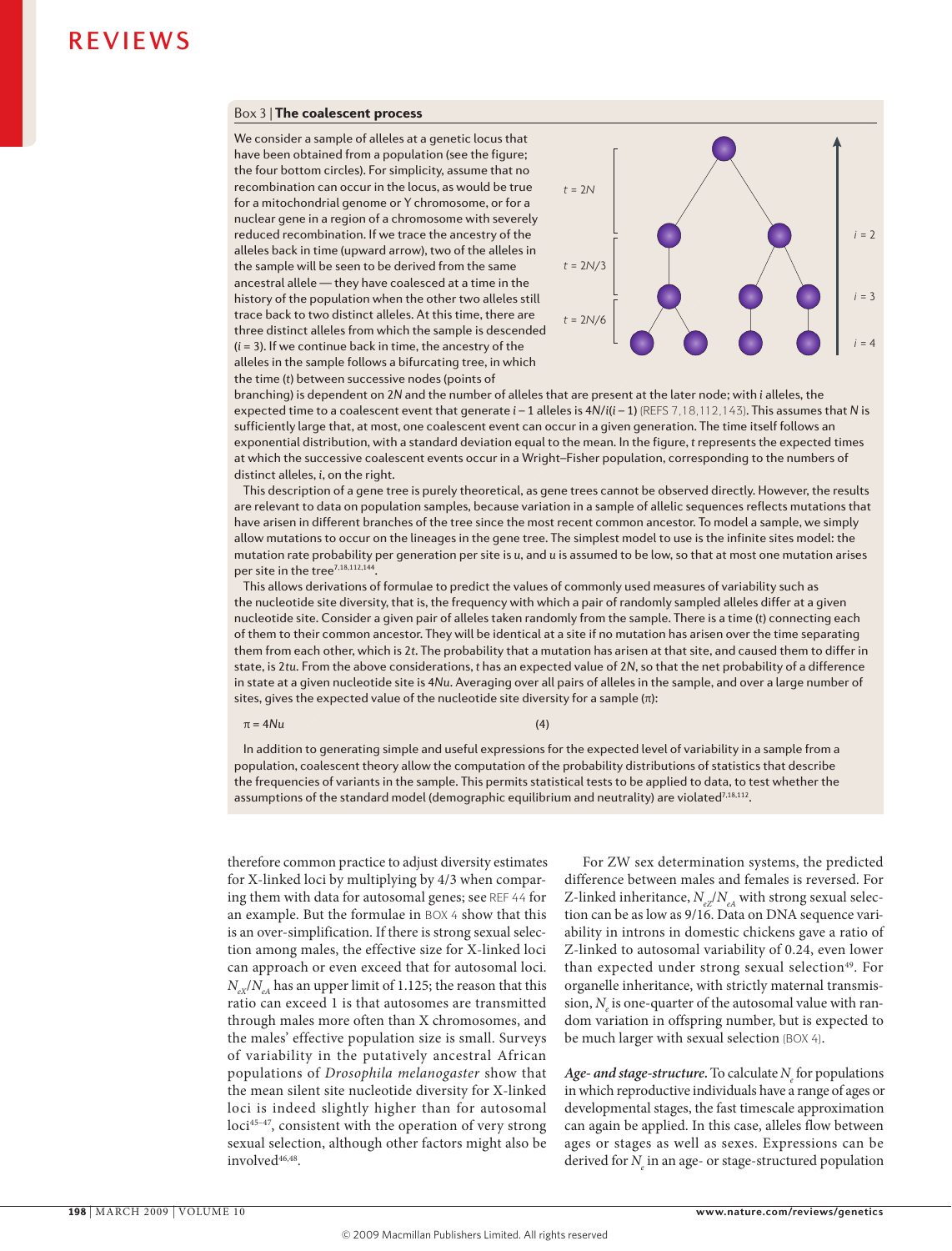## Box 3 | The coalescent process

We consider a sample of alleles at a genetic locus that have been obtained from a population (see the figure; the four bottom circles). For simplicity, assume that no recombination can occur in the locus, as would be true for a mitochondrial genome or Y chromosome, or for a nuclear gene in a region of a chromosome with severely reduced recombination. If we trace the ancestry of the alleles back in time (upward arrow), two of the alleles in the sample will be seen to be derived from the same ancestral allele — they have coalesced at a time in the history of the population when the other two alleles still trace back to two distinct alleles. At this time, there are three distinct alleles from which the sample is descended ($i = 3$). If we continue back in time, the ancestry of the alleles in the sample follows a bifurcating tree, in which the time ($t$) between successive nodes (points of branching) is dependent on $2N$ and the number of alleles that are present at the later node; with $i$ alleles, the expected time to a coalescent event that generate $i - 1$ alleles is $4N/i(i - 1)$ (REFS 7,18,112,143). This assumes that $N$ is sufficiently large that, at most, one coalescent event can occur in a given generation. The time itself follows an exponential distribution, with a standard deviation equal to the mean. In the figure, $t$ represents the expected times at which the successive coalescent events occur in a Wright–Fisher population, corresponding to the numbers of distinct alleles, $i$, on the right.

This description of a gene tree is purely theoretical, as gene trees cannot be observed directly. However, the results are relevant to data on population samples, because variation in a sample of allelic sequences reflects mutations that have arisen in different branches of the tree since the most recent common ancestor. To model a sample, we simply allow mutations to occur on the lineages in the gene tree. The simplest model to use is the infinite sites model: the mutation rate probability per generation per site is $u$, and $u$ is assumed to be low, so that at most one mutation arises per site in the tree[7,18,112,144].

This allows derivations of formulae to predict the values of commonly used measures of variability such as the nucleotide site diversity, that is, the frequency with which a pair of randomly sampled alleles differ at a given nucleotide site. Consider a given pair of alleles taken randomly from the sample. There is a time ($t$) connecting each of them to their common ancestor. They will be identical at a site if no mutation has arisen over the time separating them from each other, which is $2t$. The probability that a mutation has arisen at that site, and caused them to differ in state, is $2tu$. From the above considerations, $t$ has an expected value of $2N$, so that the net probability of a difference in state at a given nucleotide site is $4Nu$. Averaging over all pairs of alleles in the sample, and over a large number of sites, gives the expected value of the nucleotide site diversity for a sample ($\pi$):

$$\pi = 4Nu \qquad (4)$$

In addition to generating simple and useful expressions for the expected level of variability in a sample from a population, coalescent theory allow the computation of the probability distributions of statistics that describe the frequencies of variants in the sample. This permits statistical tests to be applied to data, to test whether the assumptions of the standard model (demographic equilibrium and neutrality) are violated[7,18,112].

therefore common practice to adjust diversity estimates for X-linked loci by multiplying by 4/3 when comparing them with data for autosomal genes; see REF 44 for an example. But the formulae in BOX 4 show that this is an over-simplification. If there is strong sexual selection among males, the effective size for X-linked loci can approach or even exceed that for autosomal loci. $N_{eX}/N_{eA}$ has an upper limit of 1.125; the reason that this ratio can exceed 1 is that autosomes are transmitted through males more often than X chromosomes, and the males' effective population size is small. Surveys of variability in the putatively ancestral African populations of *Drosophila melanogaster* show that the mean silent site nucleotide diversity for X-linked loci is indeed slightly higher than for autosomal loci[45–47], consistent with the operation of very strong sexual selection, although other factors might also be involved[46,48].

For ZW sex determination systems, the predicted difference between males and females is reversed. For Z-linked inheritance, $N_{eZ}/N_{eA}$ with strong sexual selection can be as low as 9/16. Data on DNA sequence variability in introns in domestic chickens gave a ratio of Z-linked to autosomal variability of 0.24, even lower than expected under strong sexual selection[49]. For organelle inheritance, with strictly maternal transmission, $N_e$ is one-quarter of the autosomal value with random variation in offspring number, but is expected to be much larger with sexual selection (BOX 4).

***Age- and stage-structure.*** To calculate $N_e$ for populations in which reproductive individuals have a range of ages or developmental stages, the fast timescale approximation can again be applied. In this case, alleles flow between ages or stages as well as sexes. Expressions can be derived for $N_e$ in an age- or stage-structured population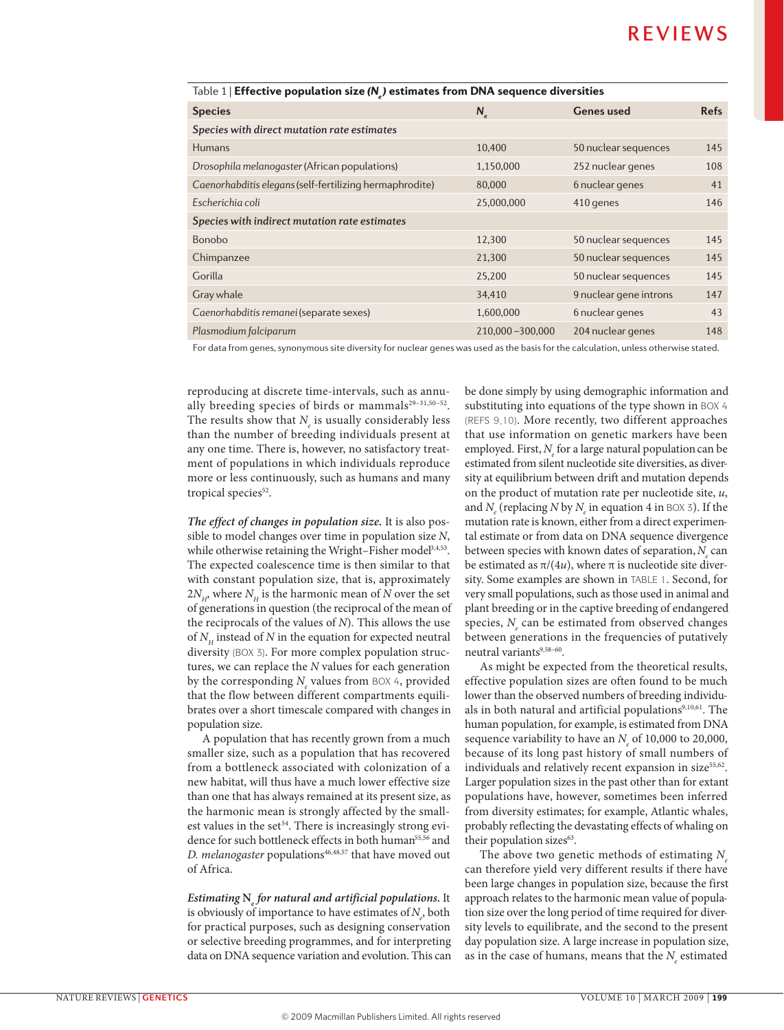Table 1 | **Effective population size ($N_e$) estimates from DNA sequence diversities**

| Species | $N_e$ | Genes used | Refs |
|---|---|---|---|
| ***Species with direct mutation rate estimates*** | | | |
| Humans | 10,400 | 50 nuclear sequences | 145 |
| *Drosophila melanogaster* (African populations) | 1,150,000 | 252 nuclear genes | 108 |
| *Caenorhabditis elegans* (self-fertilizing hermaphrodite) | 80,000 | 6 nuclear genes | 41 |
| *Escherichia coli* | 25,000,000 | 410 genes | 146 |
| ***Species with indirect mutation rate estimates*** | | | |
| Bonobo | 12,300 | 50 nuclear sequences | 145 |
| Chimpanzee | 21,300 | 50 nuclear sequences | 145 |
| Gorilla | 25,200 | 50 nuclear sequences | 145 |
| Gray whale | 34,410 | 9 nuclear gene introns | 147 |
| *Caenorhabditis remanei* (separate sexes) | 1,600,000 | 6 nuclear genes | 43 |
| *Plasmodium falciparum* | 210,000–300,000 | 204 nuclear genes | 148 |

For data from genes, synonymous site diversity for nuclear genes was used as the basis for the calculation, unless otherwise stated.

reproducing at discrete time-intervals, such as annually breeding species of birds or mammals[29–31,50–52]. The results show that $N_e$ is usually considerably less than the number of breeding individuals present at any one time. There is, however, no satisfactory treatment of populations in which individuals reproduce more or less continuously, such as humans and many tropical species[52].

***The effect of changes in population size.*** It is also possible to model changes over time in population size $N$, while otherwise retaining the Wright–Fisher model[3,4,53]. The expected coalescence time is then similar to that with constant population size, that is, approximately $2N_H$, where $N_H$ is the harmonic mean of $N$ over the set of generations in question (the reciprocal of the mean of the reciprocals of the values of $N$). This allows the use of $N_H$ instead of $N$ in the equation for expected neutral diversity (BOX 3). For more complex population structures, we can replace the $N$ values for each generation by the corresponding $N_e$ values from BOX 4, provided that the flow between different compartments equilibrates over a short timescale compared with changes in population size.

A population that has recently grown from a much smaller size, such as a population that has recovered from a bottleneck associated with colonization of a new habitat, will thus have a much lower effective size than one that has always remained at its present size, as the harmonic mean is strongly affected by the smallest values in the set[54]. There is increasingly strong evidence for such bottleneck effects in both human[55,56] and *D. melanogaster* populations[46,48,57] that have moved out of Africa.

***Estimating $N_e$ for natural and artificial populations.*** It is obviously of importance to have estimates of $N_e$, both for practical purposes, such as designing conservation or selective breeding programmes, and for interpreting data on DNA sequence variation and evolution. This can be done simply by using demographic information and substituting into equations of the type shown in BOX 4 (REFS 9,10). More recently, two different approaches that use information on genetic markers have been employed. First, $N_e$ for a large natural population can be estimated from silent nucleotide site diversities, as diversity at equilibrium between drift and mutation depends on the product of mutation rate per nucleotide site, $u$, and $N_e$ (replacing $N$ by $N_e$ in equation 4 in BOX 3). If the mutation rate is known, either from a direct experimental estimate or from data on DNA sequence divergence between species with known dates of separation, $N_e$ can be estimated as $\pi/(4u)$, where $\pi$ is nucleotide site diversity. Some examples are shown in TABLE 1. Second, for very small populations, such as those used in animal and plant breeding or in the captive breeding of endangered species, $N_e$ can be estimated from observed changes between generations in the frequencies of putatively neutral variants[9,58–60].

As might be expected from the theoretical results, effective population sizes are often found to be much lower than the observed numbers of breeding individuals in both natural and artificial populations[9,10,61]. The human population, for example, is estimated from DNA sequence variability to have an $N_e$ of 10,000 to 20,000, because of its long past history of small numbers of individuals and relatively recent expansion in size[55,62]. Larger population sizes in the past other than for extant populations have, however, sometimes been inferred from diversity estimates; for example, Atlantic whales, probably reflecting the devastating effects of whaling on their population sizes[63].

The above two genetic methods of estimating $N_e$ can therefore yield very different results if there have been large changes in population size, because the first approach relates to the harmonic mean value of population size over the long period of time required for diversity levels to equilibrate, and the second to the present day population size. A large increase in population size, as in the case of humans, means that the $N_e$ estimated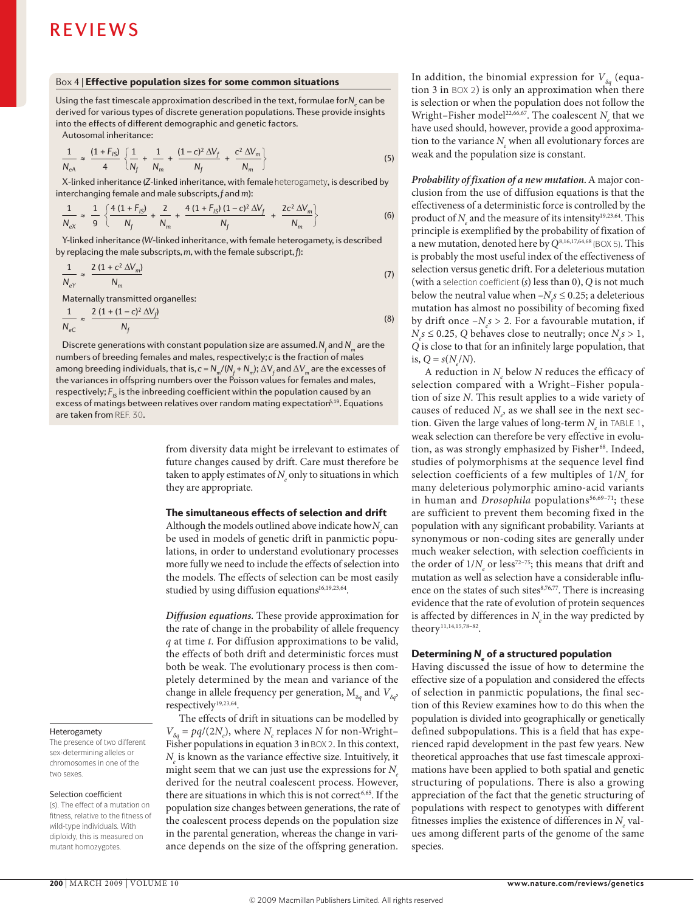## Box 4 | Effective population sizes for some common situations

Using the fast timescale approximation described in the text, formulae for $N_e$ can be derived for various types of discrete generation populations. These provide insights into the effects of different demographic and genetic factors.

Autosomal inheritance:

$$\frac{1}{N_{eA}} \approx \frac{(1+F_{IS})}{4}\left\{\frac{1}{N_f} + \frac{1}{N_m} + \frac{(1-c)^2\,\Delta V_f}{N_f} + \frac{c^2\,\Delta V_m}{N_m}\right\} \quad (5)$$

X-linked inheritance (Z-linked inheritance, with female heterogamety, is described by interchanging female and male subscripts, $f$ and $m$):

$$\frac{1}{N_{eX}} \approx \frac{1}{9}\left\{\frac{4\,(1+F_{IS})}{N_f} + \frac{2}{N_m} + \frac{4\,(1+F_{IS})\,(1-c)^2\,\Delta V_f}{N_f} + \frac{2c^2\,\Delta V_m}{N_m}\right\} \quad (6)$$

Y-linked inheritance (W-linked inheritance, with female heterogamety, is described by replacing the male subscripts, $m$, with the female subscript, $f$):

$$\frac{1}{N_{eY}} \approx \frac{2\,(1+c^2\,\Delta V_m)}{N_m} \quad (7)$$

Maternally transmitted organelles:

$$\frac{1}{N_{eC}} \approx \frac{2\,(1+(1-c)^2\,\Delta V_f)}{N_f} \quad (8)$$

Discrete generations with constant population size are assumed. $N_f$ and $N_m$ are the numbers of breeding females and males, respectively; $c$ is the fraction of males among breeding individuals, that is, $c = N_m/(N_f + N_m)$; $\Delta V_f$ and $\Delta V_m$ are the excesses of the variances in offspring numbers over the Poisson values for females and males, respectively; $F_{IS}$ is the inbreeding coefficient within the population caused by an excess of matings between relatives over random mating expectation[5,19]. Equations are taken from REF. 30.

from diversity data might be irrelevant to estimates of future changes caused by drift. Care must therefore be taken to apply estimates of $N_e$ only to situations in which they are appropriate.

### The simultaneous effects of selection and drift

Although the models outlined above indicate how $N_e$ can be used in models of genetic drift in panmictic populations, in order to understand evolutionary processes more fully we need to include the effects of selection into the models. The effects of selection can be most easily studied by using diffusion equations[16,19,23,64].

***Diffusion equations.*** These provide approximation for the rate of change in the probability of allele frequency $q$ at time $t$. For diffusion approximations to be valid, the effects of both drift and deterministic forces must both be weak. The evolutionary process is then completely determined by the mean and variance of the change in allele frequency per generation, $M_{\delta q}$ and $V_{\delta q}$, respectively[19,23,64].

The effects of drift in situations can be modelled by $V_{\delta q} = pq/(2N_e)$, where $N_e$ replaces $N$ for non-Wright–Fisher populations in equation 3 in BOX 2. In this context, $N_e$ is known as the variance effective size. Intuitively, it might seem that we can just use the expressions for $N_e$ derived for the neutral coalescent process. However, there are situations in which this is not correct[6,65]. If the population size changes between generations, the rate of the coalescent process depends on the population size in the parental generation, whereas the change in variance depends on the size of the offspring generation.

In addition, the binomial expression for $V_{\delta q}$ (equation 3 in BOX 2) is only an approximation when there is selection or when the population does not follow the Wright–Fisher model[22,66,67]. The coalescent $N_e$ that we have used should, however, provide a good approximation to the variance $N_e$ when all evolutionary forces are weak and the population size is constant.

***Probability of fixation of a new mutation.*** A major conclusion from the use of diffusion equations is that the effectiveness of a deterministic force is controlled by the product of $N_e$ and the measure of its intensity[19,23,64]. This principle is exemplified by the probability of fixation of a new mutation, denoted here by $Q$[8,16,17,64,68] (BOX 5). This is probably the most useful index of the effectiveness of selection versus genetic drift. For a deleterious mutation (with a selection coefficient ($s$) less than 0), $Q$ is not much below the neutral value when $-N_e s \leq 0.25$; a deleterious mutation has almost no possibility of becoming fixed by drift once $-N_e s > 2$. For a favourable mutation, if $N_e s \leq 0.25$, $Q$ behaves close to neutrally; once $N_e s > 1$, $Q$ is close to that for an infinitely large population, that is, $Q = s(N_e/N)$.

A reduction in $N_e$ below $N$ reduces the efficacy of selection compared with a Wright–Fisher population of size $N$. This result applies to a wide variety of causes of reduced $N_e$, as we shall see in the next section. Given the large values of long-term $N_e$ in TABLE 1, weak selection can therefore be very effective in evolution, as was strongly emphasized by Fisher[68]. Indeed, studies of polymorphisms at the sequence level find selection coefficients of a few multiples of $1/N_e$ for many deleterious polymorphic amino-acid variants in human and *Drosophila* populations[56,69–71]; these are sufficient to prevent them becoming fixed in the population with any significant probability. Variants at synonymous or non-coding sites are generally under much weaker selection, with selection coefficients in the order of $1/N_e$ or less[72–75]; this means that drift and mutation as well as selection have a considerable influence on the states of such sites[8,76,77]. There is increasing evidence that the rate of evolution of protein sequences is affected by differences in $N_e$ in the way predicted by theory[11,14,15,78–82].

### Determining $N_e$ of a structured population

Having discussed the issue of how to determine the effective size of a population and considered the effects of selection in panmictic populations, the final section of this Review examines how to do this when the population is divided into geographically or genetically defined subpopulations. This is a field that has experienced rapid development in the past few years. New theoretical approaches that use fast timescale approximations have been applied to both spatial and genetic structuring of populations. There is also a growing appreciation of the fact that the genetic structuring of populations with respect to genotypes with different fitnesses implies the existence of differences in $N_e$ values among different parts of the genome of the same species.

**Heterogamety**
The presence of two different sex-determining alleles or chromosomes in one of the two sexes.

**Selection coefficient**
($s$). The effect of a mutation on fitness, relative to the fitness of wild-type individuals. With diploidy, this is measured on mutant homozygotes.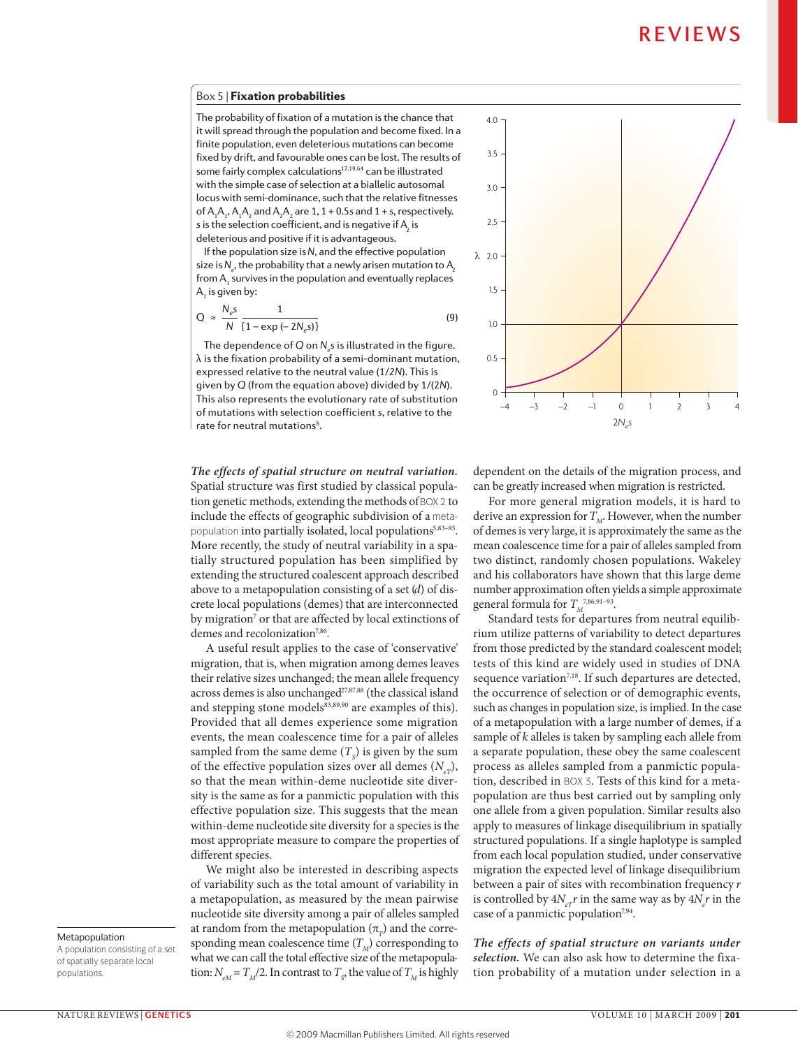### Box 5 | Fixation probabilities

The probability of fixation of a mutation is the chance that it will spread through the population and become fixed. In a finite population, even deleterious mutations can become fixed by drift, and favourable ones can be lost. The results of some fairly complex calculations[17,19,64] can be illustrated with the simple case of selection at a biallelic autosomal locus with semi-dominance, such that the relative fitnesses of $A_1A_1$, $A_1A_2$ and $A_2A_2$ are 1, 1 + 0.5s and 1 + s, respectively. s is the selection coefficient, and is negative if $A_2$ is deleterious and positive if it is advantageous.

If the population size is $N$, and the effective population size is $N_e$, the probability that a newly arisen mutation to $A_2$ from $A_1$ survives in the population and eventually replaces $A_1$ is given by:

$$Q \approx \frac{N_e s}{N} \frac{1}{\{1 - \exp(-2N_e s)\}} \quad (9)$$

The dependence of $Q$ on $N_e s$ is illustrated in the figure. λ is the fixation probability of a semi-dominant mutation, expressed relative to the neutral value ($1/2N$). This is given by $Q$ (from the equation above) divided by $1/(2N)$. This also represents the evolutionary rate of substitution of mutations with selection coefficient $s$, relative to the rate for neutral mutations[8].

*The effects of spatial structure on neutral variation.* Spatial structure was first studied by classical population genetic methods, extending the methods of BOX 2 to include the effects of geographic subdivision of a metapopulation into partially isolated, local populations[5,83–85]. More recently, the study of neutral variability in a spatially structured population has been simplified by extending the structured coalescent approach described above to a metapopulation consisting of a set ($d$) of discrete local populations (demes) that are interconnected by migration[7] or that are affected by local extinctions of demes and recolonization[7,86].

A useful result applies to the case of 'conservative' migration, that is, when migration among demes leaves their relative sizes unchanged; the mean allele frequency across demes is also unchanged[27,87,88] (the classical island and stepping stone models[83,89,90] are examples of this). Provided that all demes experience some migration events, the mean coalescence time for a pair of alleles sampled from the same deme ($T_S$) is given by the sum of the effective population sizes over all demes ($N_{eT}$), so that the mean within-deme nucleotide site diversity is the same as for a panmictic population with this effective population size. This suggests that the mean within-deme nucleotide site diversity for a species is the most appropriate measure to compare the properties of different species.

We might also be interested in describing aspects of variability such as the total amount of variability in a metapopulation, as measured by the mean pairwise nucleotide site diversity among a pair of alleles sampled at random from the metapopulation ($\pi_T$) and the corresponding mean coalescence time ($T_M$) corresponding to what we can call the total effective size of the metapopulation: $N_{eM} = T_M/2$. In contrast to $T_S$, the value of $T_M$ is highly dependent on the details of the migration process, and can be greatly increased when migration is restricted.

For more general migration models, it is hard to derive an expression for $T_M$. However, when the number of demes is very large, it is approximately the same as the mean coalescence time for a pair of alleles sampled from two distinct, randomly chosen populations. Wakeley and his collaborators have shown that this large deme number approximation often yields a simple approximate general formula for $T_M$[7,86,91–93].

Standard tests for departures from neutral equilibrium utilize patterns of variability to detect departures from those predicted by the standard coalescent model; tests of this kind are widely used in studies of DNA sequence variation[7,18]. If such departures are detected, the occurrence of selection or of demographic events, such as changes in population size, is implied. In the case of a metapopulation with a large number of demes, if a sample of $k$ alleles is taken by sampling each allele from a separate population, these obey the same coalescent process as alleles sampled from a panmictic population, described in BOX 3. Tests of this kind for a metapopulation are thus best carried out by sampling only one allele from a given population. Similar results also apply to measures of linkage disequilibrium in spatially structured populations. If a single haplotype is sampled from each local population studied, under conservative migration the expected level of linkage disequilibrium between a pair of sites with recombination frequency $r$ is controlled by $4N_{eT}r$ in the same way as by $4N_e r$ in the case of a panmictic population[7,94].

*The effects of spatial structure on variants under selection.* We can also ask how to determine the fixation probability of a mutation under selection in a

**Metapopulation**
A population consisting of a set of spatially separate local populations.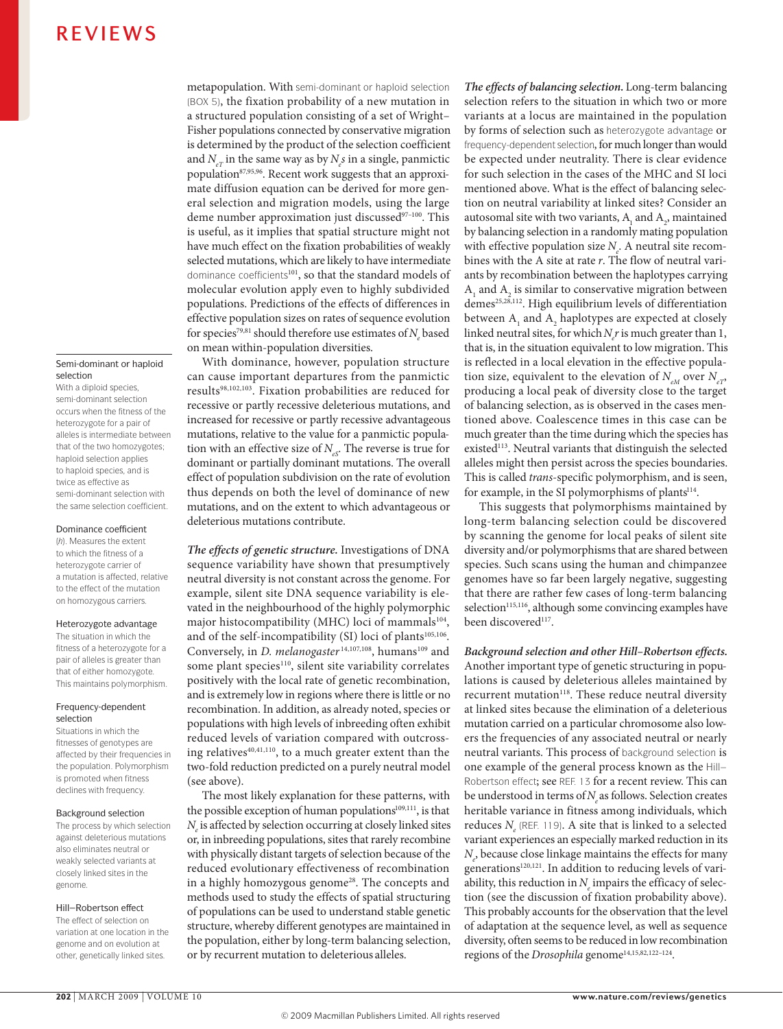metapopulation. With semi-dominant or haploid selection (BOX 5), the fixation probability of a new mutation in a structured population consisting of a set of Wright–Fisher populations connected by conservative migration is determined by the product of the selection coefficient and $N_{eT}$ in the same way as by $N_e s$ in a single, panmictic population[87,95,96]. Recent work suggests that an approximate diffusion equation can be derived for more general selection and migration models, using the large deme number approximation just discussed[97–100]. This is useful, as it implies that spatial structure might not have much effect on the fixation probabilities of weakly selected mutations, which are likely to have intermediate dominance coefficients[101], so that the standard models of molecular evolution apply even to highly subdivided populations. Predictions of the effects of differences in effective population sizes on rates of sequence evolution for species[79,81] should therefore use estimates of $N_e$ based on mean within-population diversities.

With dominance, however, population structure can cause important departures from the panmictic results[98,102,103]. Fixation probabilities are reduced for recessive or partly recessive deleterious mutations, and increased for recessive or partly recessive advantageous mutations, relative to the value for a panmictic population with an effective size of $N_{eS}$. The reverse is true for dominant or partially dominant mutations. The overall effect of population subdivision on the rate of evolution thus depends on both the level of dominance of new mutations, and on the extent to which advantageous or deleterious mutations contribute.

**Semi-dominant or haploid selection**
With a diploid species, semi-dominant selection occurs when the fitness of the heterozygote for a pair of alleles is intermediate between that of the two homozygotes; haploid selection applies to haploid species, and is twice as effective as semi-dominant selection with the same selection coefficient.

**Dominance coefficient**
($h$). Measures the extent to which the fitness of a heterozygote carrier of a mutation is affected, relative to the effect of the mutation on homozygous carriers.

**Heterozygote advantage**
The situation in which the fitness of a heterozygote for a pair of alleles is greater than that of either homozygote. This maintains polymorphism.

**Frequency-dependent selection**
Situations in which the fitnesses of genotypes are affected by their frequencies in the population. Polymorphism is promoted when fitness declines with frequency.

**Background selection**
The process by which selection against deleterious mutations also eliminates neutral or weakly selected variants at closely linked sites in the genome.

**Hill–Robertson effect**
The effect of selection on variation at one location in the genome and on evolution at other, genetically linked sites.

***The effects of genetic structure.*** Investigations of DNA sequence variability have shown that presumptively neutral diversity is not constant across the genome. For example, silent site DNA sequence variability is elevated in the neighbourhood of the highly polymorphic major histocompatibility (MHC) loci of mammals[104], and of the self-incompatibility (SI) loci of plants[105,106]. Conversely, in *D. melanogaster*[14,107,108], humans[109] and some plant species[110], silent site variability correlates positively with the local rate of genetic recombination, and is extremely low in regions where there is little or no recombination. In addition, as already noted, species or populations with high levels of inbreeding often exhibit reduced levels of variation compared with outcrossing relatives[40,41,110], to a much greater extent than the two-fold reduction predicted on a purely neutral model (see above).

The most likely explanation for these patterns, with the possible exception of human populations[109,111], is that $N_e$ is affected by selection occurring at closely linked sites or, in inbreeding populations, sites that rarely recombine with physically distant targets of selection because of the reduced evolutionary effectiveness of recombination in a highly homozygous genome[28]. The concepts and methods used to study the effects of spatial structuring of populations can be used to understand stable genetic structure, whereby different genotypes are maintained in the population, either by long-term balancing selection, or by recurrent mutation to deleterious alleles.

***The effects of balancing selection.*** Long-term balancing selection refers to the situation in which two or more variants at a locus are maintained in the population by forms of selection such as heterozygote advantage or frequency-dependent selection, for much longer than would be expected under neutrality. There is clear evidence for such selection in the cases of the MHC and SI loci mentioned above. What is the effect of balancing selection on neutral variability at linked sites? Consider an autosomal site with two variants, $A_1$ and $A_2$, maintained by balancing selection in a randomly mating population with effective population size $N_e$. A neutral site recombines with the A site at rate $r$. The flow of neutral variants by recombination between the haplotypes carrying $A_1$ and $A_2$ is similar to conservative migration between demes[25,28,112]. High equilibrium levels of differentiation between $A_1$ and $A_2$ haplotypes are expected at closely linked neutral sites, for which $N_e r$ is much greater than 1, that is, in the situation equivalent to low migration. This is reflected in a local elevation in the effective population size, equivalent to the elevation of $N_{eM}$ over $N_{eT}$, producing a local peak of diversity close to the target of balancing selection, as is observed in the cases mentioned above. Coalescence times in this case can be much greater than the time during which the species has existed[113]. Neutral variants that distinguish the selected alleles might then persist across the species boundaries. This is called *trans*-specific polymorphism, and is seen, for example, in the SI polymorphisms of plants[114].

This suggests that polymorphisms maintained by long-term balancing selection could be discovered by scanning the genome for local peaks of silent site diversity and/or polymorphisms that are shared between species. Such scans using the human and chimpanzee genomes have so far been largely negative, suggesting that there are rather few cases of long-term balancing selection[115,116], although some convincing examples have been discovered[117].

***Background selection and other Hill–Robertson effects.*** Another important type of genetic structuring in populations is caused by deleterious alleles maintained by recurrent mutation[118]. These reduce neutral diversity at linked sites because the elimination of a deleterious mutation carried on a particular chromosome also lowers the frequencies of any associated neutral or nearly neutral variants. This process of background selection is one example of the general process known as the Hill–Robertson effect; see REF. 13 for a recent review. This can be understood in terms of $N_e$ as follows. Selection creates heritable variance in fitness among individuals, which reduces $N_e$ (REF. 119). A site that is linked to a selected variant experiences an especially marked reduction in its $N_e$, because close linkage maintains the effects for many generations[120,121]. In addition to reducing levels of variability, this reduction in $N_e$ impairs the efficacy of selection (see the discussion of fixation probability above). This probably accounts for the observation that the level of adaptation at the sequence level, as well as sequence diversity, often seems to be reduced in low recombination regions of the *Drosophila* genome[14,15,82,122–124].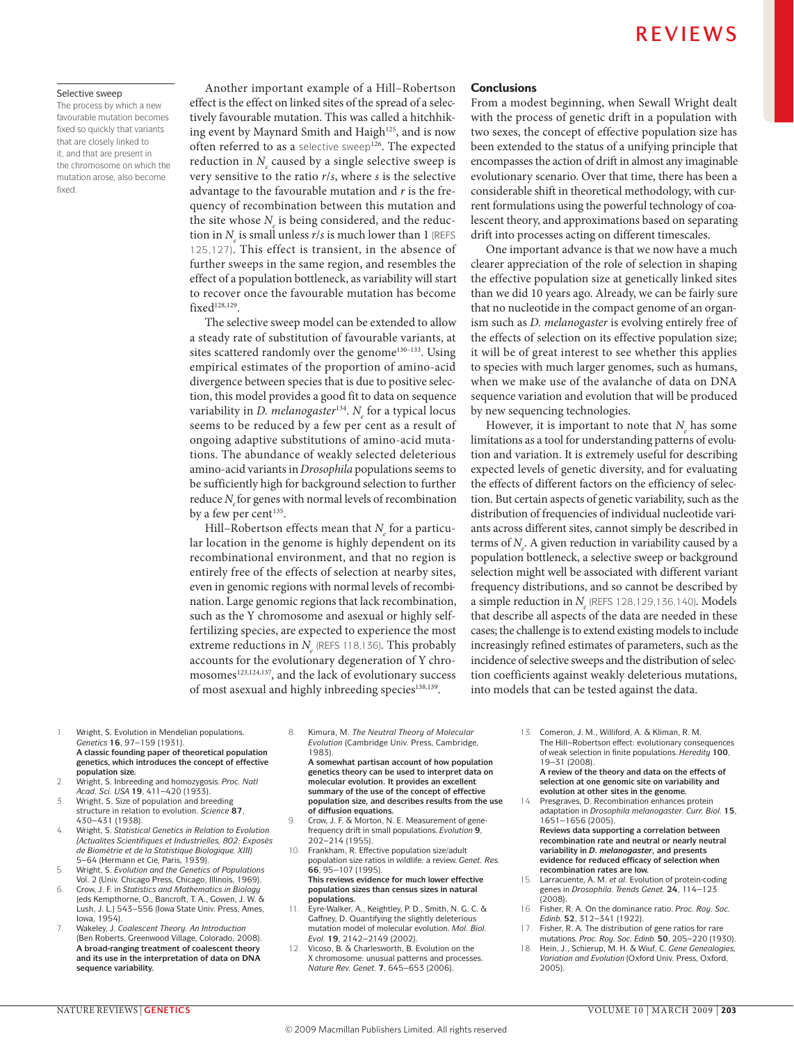Selective sweep

The process by which a new favourable mutation becomes fixed so quickly that variants that are closely linked to it, and that are present in the chromosome on which the mutation arose, also become fixed.

Another important example of a Hill–Robertson effect is the effect on linked sites of the spread of a selectively favourable mutation. This was called a hitchhiking event by Maynard Smith and Haigh[125], and is now often referred to as a selective sweep[126]. The expected reduction in $N_e$ caused by a single selective sweep is very sensitive to the ratio $r/s$, where $s$ is the selective advantage to the favourable mutation and $r$ is the frequency of recombination between this mutation and the site whose $N_e$ is being considered, and the reduction in $N_e$ is small unless $r/s$ is much lower than 1 (REFS 125,127). This effect is transient, in the absence of further sweeps in the same region, and resembles the effect of a population bottleneck, as variability will start to recover once the favourable mutation has become fixed[128,129].

The selective sweep model can be extended to allow a steady rate of substitution of favourable variants, at sites scattered randomly over the genome[130–133]. Using empirical estimates of the proportion of amino-acid divergence between species that is due to positive selection, this model provides a good fit to data on sequence variability in *D. melanogaster*[134]. $N_e$ for a typical locus seems to be reduced by a few per cent as a result of ongoing adaptive substitutions of amino-acid mutations. The abundance of weakly selected deleterious amino-acid variants in *Drosophila* populations seems to be sufficiently high for background selection to further reduce $N_e$ for genes with normal levels of recombination by a few per cent[135].

Hill–Robertson effects mean that $N_e$ for a particular location in the genome is highly dependent on its recombinational environment, and that no region is entirely free of the effects of selection at nearby sites, even in genomic regions with normal levels of recombination. Large genomic regions that lack recombination, such as the Y chromosome and asexual or highly self-fertilizing species, are expected to experience the most extreme reductions in $N_e$ (REFS 118,136). This probably accounts for the evolutionary degeneration of Y chromosomes[123,124,137], and the lack of evolutionary success of most asexual and highly inbreeding species[138,139].

## Conclusions

From a modest beginning, when Sewall Wright dealt with the process of genetic drift in a population with two sexes, the concept of effective population size has been extended to the status of a unifying principle that encompasses the action of drift in almost any imaginable evolutionary scenario. Over that time, there has been a considerable shift in theoretical methodology, with current formulations using the powerful technology of coalescent theory, and approximations based on separating drift into processes acting on different timescales.

One important advance is that we now have a much clearer appreciation of the role of selection in shaping the effective population size at genetically linked sites than we did 10 years ago. Already, we can be fairly sure that no nucleotide in the compact genome of an organism such as *D. melanogaster* is evolving entirely free of the effects of selection on its effective population size; it will be of great interest to see whether this applies to species with much larger genomes, such as humans, when we make use of the avalanche of data on DNA sequence variation and evolution that will be produced by new sequencing technologies.

However, it is important to note that $N_e$ has some limitations as a tool for understanding patterns of evolution and variation. It is extremely useful for describing expected levels of genetic diversity, and for evaluating the effects of different factors on the efficiency of selection. But certain aspects of genetic variability, such as the distribution of frequencies of individual nucleotide variants across different sites, cannot simply be described in terms of $N_e$. A given reduction in variability caused by a population bottleneck, a selective sweep or background selection might well be associated with different variant frequency distributions, and so cannot be described by a simple reduction in $N_e$ (REFS 128,129,136,140). Models that describe all aspects of the data are needed in these cases; the challenge is to extend existing models to include increasingly refined estimates of parameters, such as the incidence of selective sweeps and the distribution of selection coefficients against weakly deleterious mutations, into models that can be tested against the data.

1. Wright, S. Evolution in Mendelian populations. *Genetics* **16**, 97–159 (1931).
**A classic founding paper of theoretical population genetics, which introduces the concept of effective population size.**
2. Wright, S. Inbreeding and homozygosis. *Proc. Natl Acad. Sci. USA* **19**, 411–420 (1933).
3. Wright, S. Size of population and breeding structure in relation to evolution. *Science* **87**, 430–431 (1938).
4. Wright, S. *Statistical Genetics in Relation to Evolution (Actualites Scientifiques et Industrielles, 802: Exposés de Biométrie et de la Statistique Biologique. XIII)* 5–64 (Hermann et Cie, Paris, 1939).
5. Wright, S. *Evolution and the Genetics of Populations* Vol. 2 (Univ. Chicago Press, Chicago, Illinois, 1969).
6. Crow, J. F. in *Statistics and Mathematics in Biology* (eds Kempthorne, O., Bancroft, T. A., Gowen, J. W. & Lush, J. L.) 543–556 (Iowa State Univ. Press, Ames, Iowa, 1954).
7. Wakeley, J. *Coalescent Theory. An Introduction* (Ben Roberts, Greenwood Village, Colorado, 2008).
**A broad-ranging treatment of coalescent theory and its use in the interpretation of data on DNA sequence variability.**
8. Kimura, M. *The Neutral Theory of Molecular Evolution* (Cambridge Univ. Press, Cambridge, 1983).
**A somewhat partisan account of how population genetics theory can be used to interpret data on molecular evolution. It provides an excellent summary of the use of the concept of effective population size, and describes results from the use of diffusion equations.**
9. Crow, J. F. & Morton, N. E. Measurement of gene-frequency drift in small populations. *Evolution* **9**, 202–214 (1955).
10. Frankham, R. Effective population size/adult population size ratios in wildlife: a review. *Genet. Res.* **66**, 95–107 (1995).
**This reviews evidence for much lower effective population sizes than census sizes in natural populations.**
11. Eyre-Walker, A., Keightley, P. D., Smith, N. G. C. & Gaffney, D. Quantifying the slightly deleterious mutation model of molecular evolution. *Mol. Biol. Evol.* **19**, 2142–2149 (2002).
12. Vicoso, B. & Charlesworth, B. Evolution on the X chromosome: unusual patterns and processes. *Nature Rev. Genet.* **7**, 645–653 (2006).
13. Comeron, J. M., Williford, A. & Kliman, R. M. The Hill–Robertson effect: evolutionary consequences of weak selection in finite populations. *Heredity* **100**, 19–31 (2008).
**A review of the theory and data on the effects of selection at one genomic site on variability and evolution at other sites in the genome.**
14. Presgraves, D. Recombination enhances protein adaptation in *Drosophila melanogaster*. *Curr. Biol.* **15**, 1651–1656 (2005).
**Reviews data supporting a correlation between recombination rate and neutral or nearly neutral variability in *D. melanogaster*, and presents evidence for reduced efficacy of selection when recombination rates are low.**
15. Larracuente, A. M. *et al.* Evolution of protein-coding genes in *Drosophila*. *Trends Genet.* **24**, 114–123 (2008).
16. Fisher, R. A. On the dominance ratio. *Proc. Roy. Soc. Edinb.* **52**, 312–341 (1922).
17. Fisher, R. A. The distribution of gene ratios for rare mutations. *Proc. Roy. Soc. Edinb.* **50**, 205–220 (1930).
18. Hein, J., Schierup, M. H. & Wiuf, C. *Gene Genealogies, Variation and Evolution* (Oxford Univ. Press, Oxford, 2005).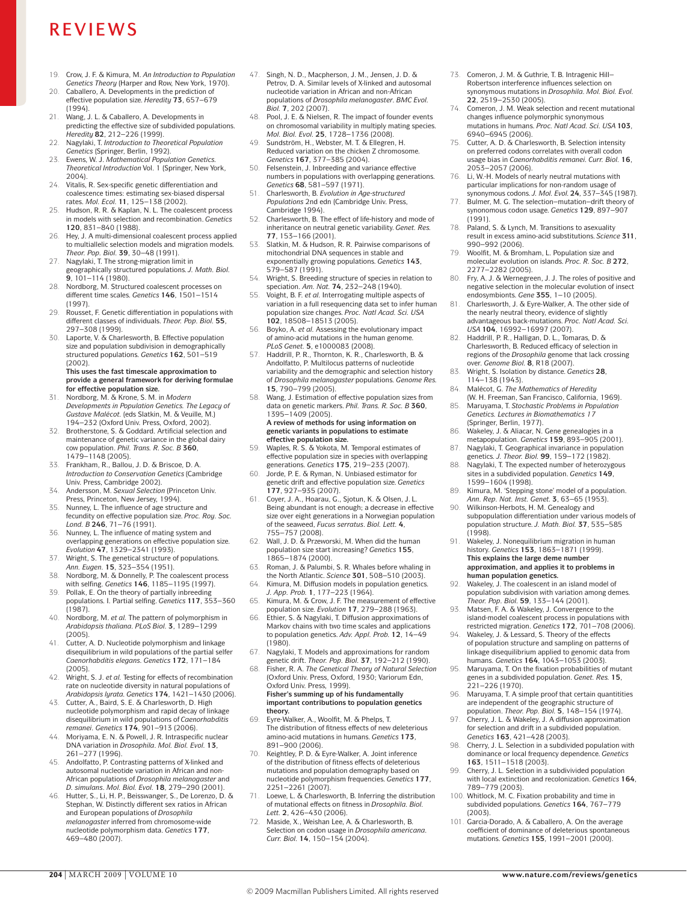19. Crow, J. F. & Kimura, M. *An Introduction to Population Genetics Theory* (Harper and Row, New York, 1970).
20. Caballero, A. Developments in the prediction of effective population size. *Heredity* **73**, 657–679 (1994).
21. Wang, J. L. & Caballero, A. Developments in predicting the effective size of subdivided populations. *Heredity* **82**, 212–226 (1999).
22. Nagylaki, T. *Introduction to Theoretical Population Genetics* (Springer, Berlin, 1992).
23. Ewens, W. J. *Mathematical Population Genetics. Theoretical Introduction* Vol. 1 (Springer, New York, 2004).
24. Vitalis, R. Sex-specific genetic differentiation and coalescence times: estimating sex-biased dispersal rates. *Mol. Ecol.* **11**, 125–138 (2002).
25. Hudson, R. R. & Kaplan, N. L. The coalescent process in models with selection and recombination. *Genetics* **120**, 831–840 (1988).
26. Hey, J. A multi-dimensional coalescent process applied to multiallelic selection models and migration models. *Theor. Pop. Biol.* **39**, 30–48 (1991).
27. Nagylaki, T. The strong-migration limit in geographically structured populations. *J. Math. Biol.* **9**, 101–114 (1980).
28. Nordborg, M. Structured coalescent processes on different time scales. *Genetics* **146**, 1501–1514 (1997).
29. Rousset, F. Genetic differentiation in populations with different classes of individuals. *Theor. Pop. Biol.* **55**, 297–308 (1999).
30. Laporte, V. & Charlesworth, B. Effective population size and population subdivision in demographically structured populations. *Genetics* **162**, 501–519 (2002).
**This uses the fast timescale approximation to provide a general framework for deriving formulae for effective population size.**
31. Nordborg, M. & Krone, S. M. in *Modern Developments in Population Genetics. The Legacy of Gustave Malécot.* (eds Slatkin, M. & Veuille, M.) 194–232 (Oxford Univ. Press, Oxford, 2002).
32. Brotherstone, S. & Goddard. Artificial selection and maintenance of genetic variance in the global dairy cow population. *Phil. Trans. R. Soc. B* **360**, 1479–1488 (2005).
33. Frankham, R., Ballou, J. D. & Briscoe, D. A. *Introduction to Conservation Genetics* (Cambridge Univ. Press, Cambridge 2002).
34. Andersson, M. *Sexual Selection* (Princeton Univ. Press, Princeton, New Jersey, 1994).
35. Nunney, L. The influence of age structure and fecundity on effective population size. *Proc. Roy. Soc. Lond. B* **246**, 71–76 (1991).
36. Nunney, L. The influence of mating system and overlapping generations on effective population size. *Evolution* **47**, 1329–2341 (1993).
37. Wright, S. The genetical structure of populations. *Ann. Eugen.* **15**, 323–354 (1951).
38. Nordborg, M. & Donnelly, P. The coalescent process with selfing. *Genetics* **146**, 1185–1195 (1997).
39. Pollak, E. On the theory of partially inbreeding populations. I. Partial selfing. *Genetics* **117**, 353–360 (1987).
40. Nordborg, M. *et al.* The pattern of polymorphism in *Arabidopsis thaliana*. *PLoS Biol.* **3**, 1289–1299 (2005).
41. Cutter, A. D. Nucleotide polymorphism and linkage disequilibrium in wild populations of the partial selfer *Caenorhabditis elegans*. *Genetics* **172**, 171–184 (2005).
42. Wright, S. J. *et al.* Testing for effects of recombination rate on nucleotide diversity in natural populations of *Arabidopsis lyrata*. *Genetics* **174**, 1421–1430 (2006).
43. Cutter, A., Baird, S. E. & Charlesworth, D. High nucleotide polymorphism and rapid decay of linkage disequilibrium in wild populations of *Caenorhabditis remanei*. *Genetics* **174**, 901–913 (2006).
44. Moriyama, E. N. & Powell, J. R. Intraspecific nuclear DNA variation in *Drosophila*. *Mol. Biol. Evol.* **13**, 261–277 (1996).
45. Andolfatto, P. Contrasting patterns of X-linked and autosomal nucleotide variation in African and non-African populations of *Drosophila melanogaster* and *D. simulans*. *Mol. Biol. Evol.* **18**, 279–290 (2001).
46. Hutter, S., Li, H. P., Beisswanger, S., De Lorenzo, D. & Stephan, W. Distinctly different sex ratios in African and European populations of *Drosophila melanogaster* inferred from chromosome-wide nucleotide polymorphism data. *Genetics* **177**, 469–480 (2007).
47. Singh, N. D., Macpherson, J. M., Jensen, J. D. & Petrov, D. A. Similar levels of X-linked and autosomal nucleotide variation in African and non-African populations of *Drosophila melanogaster*. *BMC Evol. Biol.* **7**, 202 (2007).
48. Pool, J. E. & Nielsen, R. The impact of founder events on chromosomal variability in multiply mating species. *Mol. Biol. Evol.* **25**, 1728–1736 (2008).
49. Sundström, H., Webster, M. T. & Ellegren, H. Reduced variation on the chicken Z chromosome. *Genetics* **167**, 377–385 (2004).
50. Felsenstein, J. Inbreeding and variance effective numbers in populations with overlapping generations. *Genetics* **68**, 581–597 (1971).
51. Charlesworth, B. *Evolution in Age-structured Populations* 2nd edn (Cambridge Univ. Press, Cambridge 1994).
52. Charlesworth, B. The effect of life-history and mode of inheritance on neutral genetic variability. *Genet. Res.* **77**, 153–166 (2001).
53. Slatkin, M. & Hudson, R. R. Pairwise comparisons of mitochondrial DNA sequences in stable and exponentially growing populations. *Genetics* **143**, 579–587 (1991).
54. Wright, S. Breeding structure of species in relation to speciation. *Am. Nat.* **74**, 232–248 (1940).
55. Voight, B. F. *et al.* Interrogating multiple aspects of variation in a full resequencing data set to infer human population size changes. *Proc. Natl Acad. Sci. USA* **102**, 18508–18513 (2005).
56. Boyko, A. *et al.* Assessing the evolutionary impact of amino-acid mutations in the human genome. *PLoS Genet.* **5**, e1000083 (2008).
57. Haddrill, P. R., Thornton, K. R., Charlesworth, B. & Andolfatto, P. Multilocus patterns of nucleotide variability and the demographic and selection history of *Drosophila melanogaster* populations. *Genome Res.* **15**, 790–799 (2005).
58. Wang, J. Estimation of effective population sizes from data on genetic markers. *Phil. Trans. R. Soc. B* **360**, 1395–1409 (2005).
**A review of methods for using information on genetic variants in populations to estimate effective population size.**
59. Waples, R. S. & Yokota, M. Temporal estimates of effective population size in species with overlapping generations. *Genetics* **175**, 219–233 (2007).
60. Jorde, P. E. & Ryman, N. Unbiased estimator for genetic drift and effective population size. *Genetics* **177**, 927–935 (2007).
61. Coyer, J. A., Hoarau, G., Sjotun, K. & Olsen, J. L. Being abundant is not enough; a decrease in effective size over eight generations in a Norwegian population of the seaweed, *Fucus serratus*. *Biol. Lett.* **4**, 755–757 (2008).
62. Wall, J. D. & Przeworski, M. When did the human population size start increasing? *Genetics* **155**, 1865–1874 (2000).
63. Roman, J. & Palumbi, S. R. Whales before whaling in the North Atlantic. *Science* **301**, 508–510 (2003).
64. Kimura, M. Diffusion models in population genetics. *J. App. Prob.* **1**, 177–223 (1964).
65. Kimura, M. & Crow, J. F. The measurement of effective population size. *Evolution* **17**, 279–288 (1963).
66. Ethier, S. & Nagylaki, T. Diffusion approximations of Markov chains with two time scales and applications to population genetics. *Adv. Appl. Prob.* **12**, 14–49 (1980).
67. Nagylaki, T. Models and approximations for random genetic drift. *Theor. Pop. Biol.* **37**, 192–212 (1990).
68. Fisher, R. A. *The Genetical Theory of Natural Selection* (Oxford Univ. Press, Oxford, 1930; Variorum Edn, Oxford Univ. Press, 1999).
**Fisher's summing up of his fundamentally important contributions to population genetics theory.**
69. Eyre-Walker, A., Woolfit, M. & Phelps, T. The distribution of fitness effects of new deleterious amino-acid mutations in humans. *Genetics* **173**, 891–900 (2006).
70. Keightley, P. D. & Eyre-Walker, A. Joint inference of the distribution of fitness effects of deleterious mutations and population demography based on nucleotide polymorphism frequencies. *Genetics* **177**, 2251–2261 (2007).
71. Loewe, L. & Charlesworth, B. Inferring the distribution of mutational effects on fitness in *Drosophila*. *Biol. Lett.* **2**, 426–430 (2006).
72. Maside, X., Weishan Lee, A. & Charlesworth, B. Selection on codon usage in *Drosophila americana*. *Curr. Biol.* **14**, 150–154 (2004).
73. Comeron, J. M. & Guthrie, T. B. Intragenic Hill–Robertson interference influences selection on synonymous mutations in *Drosophila*. *Mol. Biol. Evol.* **22**, 2519–2530 (2005).
74. Comeron, J. M. Weak selection and recent mutational changes influence polymorphic synonymous mutations in humans. *Proc. Natl Acad. Sci. USA* **103**, 6940–6945 (2006).
75. Cutter, A. D. & Charlesworth, B. Selection intensity on preferred codons correlates with overall codon usage bias in *Caenorhabditis remanei*. *Curr. Biol.* **16**, 2053–2057 (2006).
76. Li, W.-H. Models of nearly neutral mutations with particular implications for non-random usage of synonymous codons. *J. Mol. Evol.* **24**, 337–345 (1987).
77. Bulmer, M. G. The selection–mutation–drift theory of synonomous codon usage. *Genetics* **129**, 897–907 (1991).
78. Paland, S. & Lynch, M. Transitions to asexuality result in excess amino-acid substitutions. *Science* **311**, 990–992 (2006).
79. Woolfit, M. & Bromham, L. Population size and molecular evolution on islands. *Proc. R. Soc. B* **272**, 2277–2282 (2005).
80. Fry, A. J. & Wernegreen, J. J. The roles of positive and negative selection in the molecular evolution of insect endosymbionts. *Gene* **355**, 1–10 (2005).
81. Charlesworth, J. & Eyre-Walker, A. The other side of the nearly neutral theory, evidence of slightly advantageous back-mutations. *Proc. Natl Acad. Sci. USA* **104**, 16992–16997 (2007).
82. Haddrill, P. R., Halligan, D. L., Tomaras, D. & Charlesworth, B. Reduced efficacy of selection in regions of the *Drosophila* genome that lack crossing over. *Genome Biol.* **8**, R18 (2007).
83. Wright, S. Isolation by distance. *Genetics* **28**, 114–138 (1943).
84. Malécot, G. *The Mathematics of Heredity* (W. H. Freeman, San Francisco, California, 1969).
85. Maruyama, T. *Stochastic Problems in Population Genetics. Lectures in Biomathematics 17* (Springer, Berlin, 1977).
86. Wakeley, J. & Aliacar, N. Gene genealogies in a metapopulation. *Genetics* **159**, 893–905 (2001).
87. Nagylaki, T. Geographical invariance in population genetics. *J. Theor. Biol.* **99**, 159–172 (1982).
88. Nagylaki, T. The expected number of heterozygous sites in a subdivided population. *Genetics* **149**, 1599–1604 (1998).
89. Kimura, M. 'Stepping stone' model of a population. *Ann. Rep. Nat. Inst. Genet.* **3**, 63–65 (1953).
90. Wilkinson-Herbots, H. M. Genealogy and subpopulation differentiation under various models of population structure. *J. Math. Biol.* **37**, 535–585 (1998).
91. Wakeley, J. Nonequilibrium migration in human history. *Genetics* **153**, 1863–1871 (1999).
**This explains the large deme number approximation, and applies it to problems in human population genetics.**
92. Wakeley, J. The coalescent in an island model of population subdivision with variation among demes. *Theor. Pop. Biol.* **59**, 133–144 (2001).
93. Matsen, F. A. & Wakeley, J. Convergence to the island-model coalescent process in populations with restricted migration. *Genetics* **172**, 701–708 (2006).
94. Wakeley, J. & Lessard, S. Theory of the effects of population structure and sampling on patterns of linkage disequilibrium applied to genomic data from humans. *Genetics* **164**, 1043–1053 (2003).
95. Maruyama, T. On the fixation probabilities of mutant genes in a subdivided population. *Genet. Res.* **15**, 221–226 (1970).
96. Maruyama, T. A simple proof that certain quantitities are independent of the geographic structure of population. *Theor. Pop. Biol.* **5**, 148–154 (1974).
97. Cherry, J. L. & Wakeley, J. A diffusion approximation for selection and drift in a subdivided population. *Genetics* **163**, 421–428 (2003).
98. Cherry, J. L. Selection in a subdivided population with dominance or local frequency dependence. *Genetics* **163**, 1511–1518 (2003).
99. Cherry, J. L. Selection in a subdivided population with local extinction and recolonization. *Genetics* **164**, 789–779 (2003).
100. Whitlock, M. C. Fixation probability and time in subdivided populations. *Genetics* **164**, 767–779 (2003).
101. Garcia-Dorado, A. & Caballero, A. On the average coefficient of dominance of deleterious spontaneous mutations. *Genetics* **155**, 1991–2001 (2000).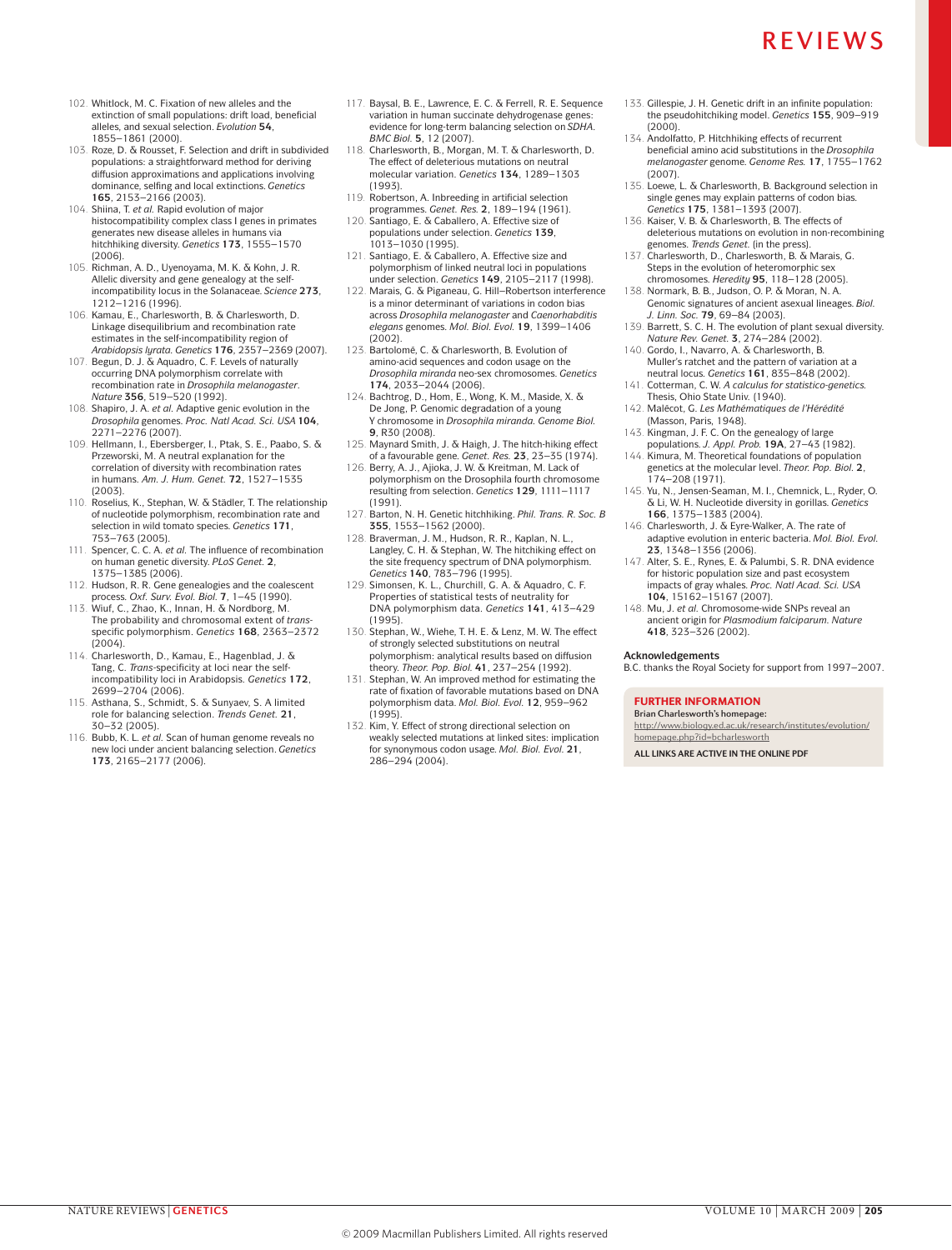102. Whitlock, M. C. Fixation of new alleles and the extinction of small populations: drift load, beneficial alleles, and sexual selection. *Evolution* **54**, 1855–1861 (2000).
103. Roze, D. & Rousset, F. Selection and drift in subdivided populations: a straightforward method for deriving diffusion approximations and applications involving dominance, selfing and local extinctions. *Genetics* **165**, 2153–2166 (2003).
104. Shiina, T. *et al.* Rapid evolution of major histocompatibility complex class I genes in primates generates new disease alleles in humans via hitchhiking diversity. *Genetics* **173**, 1555–1570 (2006).
105. Richman, A. D., Uyenoyama, M. K. & Kohn, J. R. Allelic diversity and gene genealogy at the self-incompatibility locus in the Solanaceae. *Science* **273**, 1212–1216 (1996).
106. Kamau, E., Charlesworth, B. & Charlesworth, D. Linkage disequilibrium and recombination rate estimates in the self-incompatibility region of *Arabidopsis lyrata*. *Genetics* **176**, 2357–2369 (2007).
107. Begun, D. J. & Aquadro, C. F. Levels of naturally occurring DNA polymorphism correlate with recombination rate in *Drosophila melanogaster*. *Nature* **356**, 519–520 (1992).
108. Shapiro, J. A. *et al.* Adaptive genic evolution in the *Drosophila* genomes. *Proc. Natl Acad. Sci. USA* **104**, 2271–2276 (2007).
109. Hellmann, I., Ebersberger, I., Ptak, S. E., Paabo, S. & Przeworski, M. A neutral explanation for the correlation of diversity with recombination rates in humans. *Am. J. Hum. Genet.* **72**, 1527–1535 (2003).
110. Roselius, K., Stephan, W. & Städler, T. The relationship of nucleotide polymorphism, recombination rate and selection in wild tomato species. *Genetics* **171**, 753–763 (2005).
111. Spencer, C. C. A. *et al.* The influence of recombination on human genetic diversity. *PLoS Genet.* **2**, 1375–1385 (2006).
112. Hudson, R. R. Gene genealogies and the coalescent process. *Oxf. Surv. Evol. Biol.* **7**, 1–45 (1990).
113. Wiuf, C., Zhao, K., Innan, H. & Nordborg, M. The probability and chromosomal extent of *trans*-specific polymorphism. *Genetics* **168**, 2363–2372 (2004).
114. Charlesworth, D., Kamau, E., Hagenblad, J. & Tang, C. *Trans*-specificity at loci near the self-incompatibility loci in Arabidopsis. *Genetics* **172**, 2699–2704 (2006).
115. Asthana, S., Schmidt, S. & Sunyaev, S. A limited role for balancing selection. *Trends Genet.* **21**, 30–32 (2005).
116. Bubb, K. L. *et al.* Scan of human genome reveals no new loci under ancient balancing selection. *Genetics* **173**, 2165–2177 (2006).
117. Baysal, B. E., Lawrence, E. C. & Ferrell, R. E. Sequence variation in human succinate dehydrogenase genes: evidence for long-term balancing selection on *SDHA*. *BMC Biol.* **5**, 12 (2007).
118. Charlesworth, B., Morgan, M. T. & Charlesworth, D. The effect of deleterious mutations on neutral molecular variation. *Genetics* **134**, 1289–1303 (1993).
119. Robertson, A. Inbreeding in artificial selection programmes. *Genet. Res.* **2**, 189–194 (1961).
120. Santiago, E. & Caballero, A. Effective size of populations under selection. *Genetics* **139**, 1013–1030 (1995).
121. Santiago, E. & Caballero, A. Effective size and polymorphism of linked neutral loci in populations under selection. *Genetics* **149**, 2105–2117 (1998).
122. Marais, G. & Piganeau, G. Hill–Robertson interference is a minor determinant of variations in codon bias across *Drosophila melanogaster* and *Caenorhabditis elegans* genomes. *Mol. Biol. Evol.* **19**, 1399–1406 (2002).
123. Bartolomé, C. & Charlesworth, B. Evolution of amino-acid sequences and codon usage on the *Drosophila miranda* neo-sex chromosomes. *Genetics* **174**, 2033–2044 (2006).
124. Bachtrog, D., Hom, E., Wong, K. M., Maside, X. & De Jong, P. Genomic degradation of a young Y chromosome in *Drosophila miranda*. *Genome Biol.* **9**, R30 (2008).
125. Maynard Smith, J. & Haigh, J. The hitch-hiking effect of a favourable gene. *Genet. Res.* **23**, 23–35 (1974).
126. Berry, A. J., Ajioka, J. W. & Kreitman, M. Lack of polymorphism on the Drosophila fourth chromosome resulting from selection. *Genetics* **129**, 1111–1117 (1991).
127. Barton, N. H. Genetic hitchhiking. *Phil. Trans. R. Soc. B* **355**, 1553–1562 (2000).
128. Braverman, J. M., Hudson, R. R., Kaplan, N. L., Langley, C. H. & Stephan, W. The hitching effect on the site frequency spectrum of DNA polymorphism. *Genetics* **140**, 783–796 (1995).
129. Simonsen, K. L., Churchill, G. A. & Aquadro, C. F. Properties of statistical tests of neutrality for DNA polymorphism data. *Genetics* **141**, 413–429 (1995).
130. Stephan, W., Wiehe, T. H. E. & Lenz, M. W. The effect of strongly selected substitutions on neutral polymorphism: analytical results based on diffusion theory. *Theor. Pop. Biol.* **41**, 237–254 (1992).
131. Stephan, W. An improved method for estimating the rate of fixation of favorable mutations based on DNA polymorphism data. *Mol. Biol. Evol.* **12**, 959–962 (1995).
132. Kim, Y. Effect of strong directional selection on weakly selected mutations at linked sites: implication for synonymous codon usage. *Mol. Biol. Evol.* **21**, 286–294 (2004).
133. Gillespie, J. H. Genetic drift in an infinite population: the pseudohitchiking model. *Genetics* **155**, 909–919 (2000).
134. Andolfatto, P. Hitchhiking effects of recurrent beneficial amino acid substitutions in the *Drosophila melanogaster* genome. *Genome Res.* **17**, 1755–1762 (2007).
135. Loewe, L. & Charlesworth, B. Background selection in single genes may explain patterns of codon bias. *Genetics* **175**, 1381–1393 (2007).
136. Kaiser, V. B. & Charlesworth, B. The effects of deleterious mutations on evolution in non-recombining genomes. *Trends Genet.* (in the press).
137. Charlesworth, D., Charlesworth, B. & Marais, G. Steps in the evolution of heteromorphic sex chromosomes. *Heredity* **95**, 118–128 (2005).
138. Normark, B. B., Judson, O. P. & Moran, N. A. Genomic signatures of ancient asexual lineages. *Biol. J. Linn. Soc.* **79**, 69–84 (2003).
139. Barrett, S. C. H. The evolution of plant sexual diversity. *Nature Rev. Genet.* **3**, 274–284 (2002).
140. Gordo, I., Navarro, A. & Charlesworth, B. Muller's ratchet and the pattern of variation at a neutral locus. *Genetics* **161**, 835–848 (2002).
141. Cotterman, C. W. *A calculus for statistico-genetics.* Thesis, Ohio State Univ. (1940).
142. Malécot, G. *Les Mathématiques de l'Hérédité* (Masson, Paris, 1948).
143. Kingman, J. F. C. On the genealogy of large populations. *J. Appl. Prob.* **19A**, 27–43 (1982).
144. Kimura, M. Theoretical foundations of population genetics at the molecular level. *Theor. Pop. Biol.* **2**, 174–208 (1971).
145. Yu, N., Jensen-Seaman, M. I., Chemnick, L., Ryder, O. & Li, W. H. Nucleotide diversity in gorillas. *Genetics* **166**, 1375–1383 (2004).
146. Charlesworth, J. & Eyre-Walker, A. The rate of adaptive evolution in enteric bacteria. *Mol. Biol. Evol.* **23**, 1348–1356 (2006).
147. Alter, S. E., Rynes, E. & Palumbi, S. R. DNA evidence for historic population size and past ecosystem impacts of gray whales. *Proc. Natl Acad. Sci. USA* **104**, 15162–15167 (2007).
148. Mu, J. *et al.* Chromosome-wide SNPs reveal an ancient origin for *Plasmodium falciparum*. *Nature* **418**, 323–326 (2002).

### Acknowledgements

B.C. thanks the Royal Society for support from 1997–2007.

### FURTHER INFORMATION

**Brian Charlesworth's homepage:**
http://www.biology.ed.ac.uk/research/institutes/evolution/homepage.php?id=bcharlesworth

**ALL LINKS ARE ACTIVE IN THE ONLINE PDF**